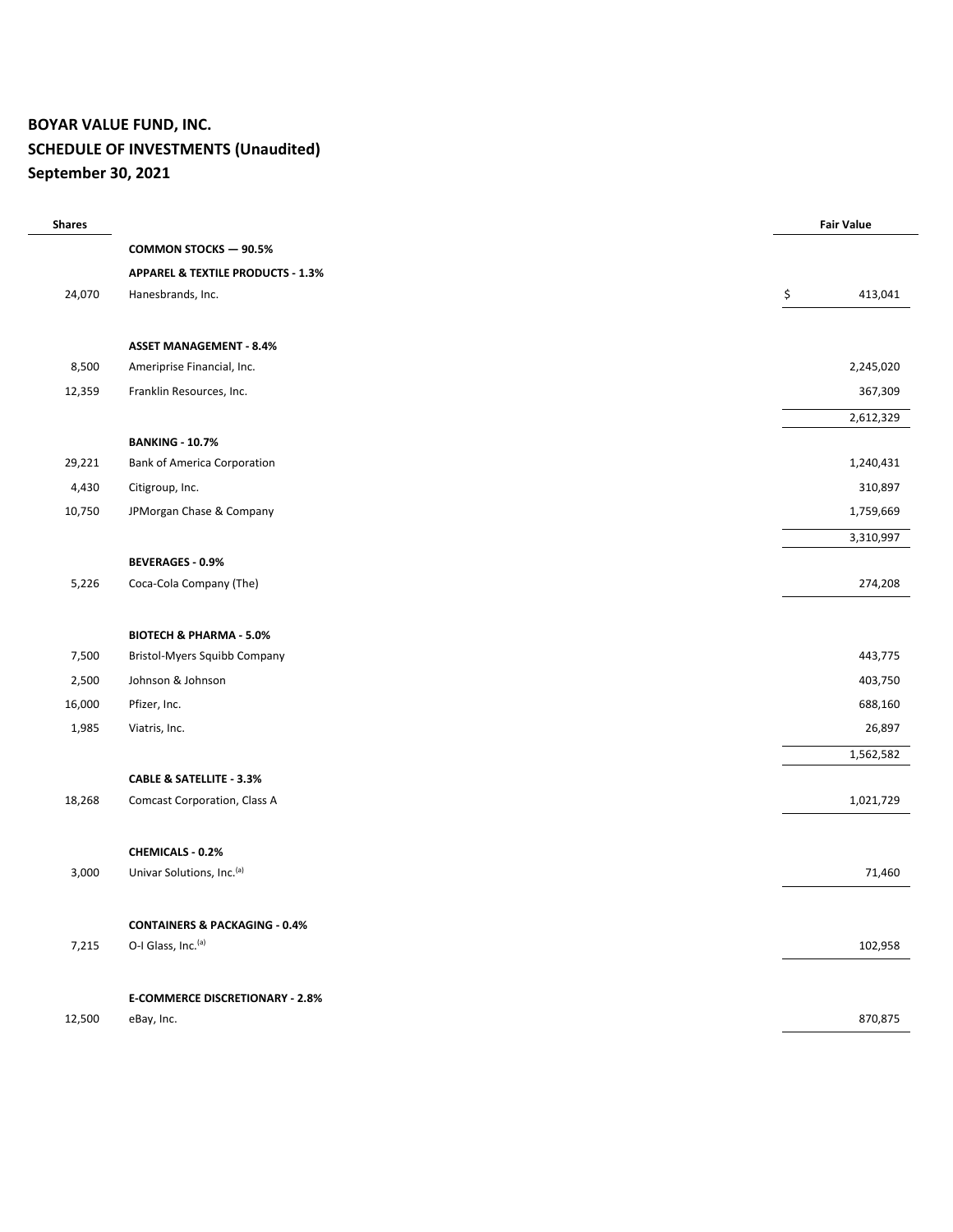**BOYAR VALUE FUND, INC.**
**SCHEDULE OF INVESTMENTS (Unaudited)**
**September 30, 2021**

| Shares | | Fair Value |
|---|---|---|
| | **COMMON STOCKS — 90.5%** | |
| | **APPAREL & TEXTILE PRODUCTS - 1.3%** | |
| 24,070 | Hanesbrands, Inc. | $ 413,041 |
| | | |
| | **ASSET MANAGEMENT - 8.4%** | |
| 8,500 | Ameriprise Financial, Inc. | 2,245,020 |
| 12,359 | Franklin Resources, Inc. | 367,309 |
| | | 2,612,329 |
| | **BANKING - 10.7%** | |
| 29,221 | Bank of America Corporation | 1,240,431 |
| 4,430 | Citigroup, Inc. | 310,897 |
| 10,750 | JPMorgan Chase & Company | 1,759,669 |
| | | 3,310,997 |
| | **BEVERAGES - 0.9%** | |
| 5,226 | Coca-Cola Company (The) | 274,208 |
| | | |
| | **BIOTECH & PHARMA - 5.0%** | |
| 7,500 | Bristol-Myers Squibb Company | 443,775 |
| 2,500 | Johnson & Johnson | 403,750 |
| 16,000 | Pfizer, Inc. | 688,160 |
| 1,985 | Viatris, Inc. | 26,897 |
| | | 1,562,582 |
| | **CABLE & SATELLITE - 3.3%** | |
| 18,268 | Comcast Corporation, Class A | 1,021,729 |
| | | |
| | **CHEMICALS - 0.2%** | |
| 3,000 | Univar Solutions, Inc.[(a)] | 71,460 |
| | | |
| | **CONTAINERS & PACKAGING - 0.4%** | |
| 7,215 | O-I Glass, Inc.[(a)] | 102,958 |
| | | |
| | **E-COMMERCE DISCRETIONARY - 2.8%** | |
| 12,500 | eBay, Inc. | 870,875 |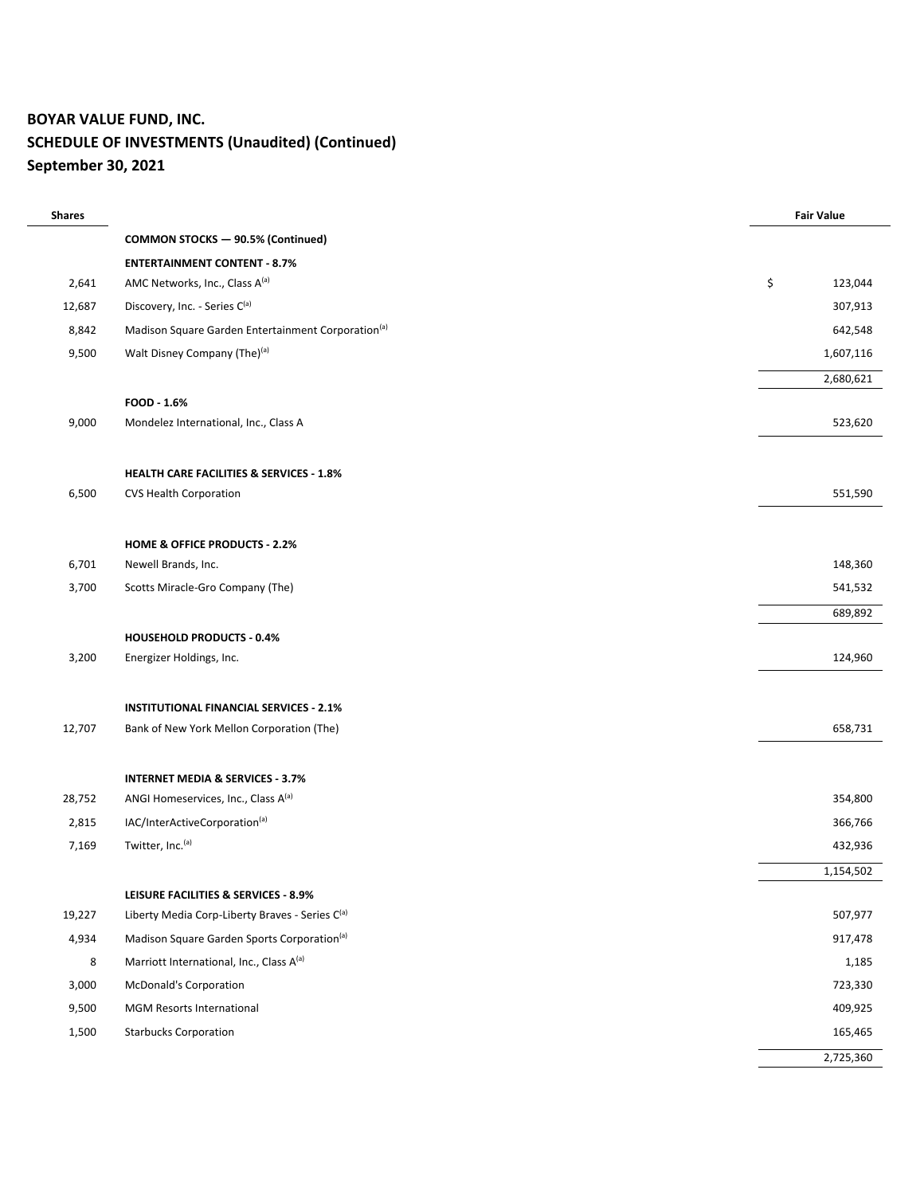**BOYAR VALUE FUND, INC.**
**SCHEDULE OF INVESTMENTS (Unaudited) (Continued)**
**September 30, 2021**

| Shares | | Fair Value |
|---|---|---|
| | **COMMON STOCKS — 90.5% (Continued)** | |
| | **ENTERTAINMENT CONTENT - 8.7%** | |
| 2,641 | AMC Networks, Inc., Class A[(a)] | $ 123,044 |
| 12,687 | Discovery, Inc. - Series C[(a)] | 307,913 |
| 8,842 | Madison Square Garden Entertainment Corporation[(a)] | 642,548 |
| 9,500 | Walt Disney Company (The)[(a)] | 1,607,116 |
| | | 2,680,621 |
| | **FOOD - 1.6%** | |
| 9,000 | Mondelez International, Inc., Class A | 523,620 |
| | | |
| | **HEALTH CARE FACILITIES & SERVICES - 1.8%** | |
| 6,500 | CVS Health Corporation | 551,590 |
| | | |
| | **HOME & OFFICE PRODUCTS - 2.2%** | |
| 6,701 | Newell Brands, Inc. | 148,360 |
| 3,700 | Scotts Miracle-Gro Company (The) | 541,532 |
| | | 689,892 |
| | **HOUSEHOLD PRODUCTS - 0.4%** | |
| 3,200 | Energizer Holdings, Inc. | 124,960 |
| | | |
| | **INSTITUTIONAL FINANCIAL SERVICES - 2.1%** | |
| 12,707 | Bank of New York Mellon Corporation (The) | 658,731 |
| | | |
| | **INTERNET MEDIA & SERVICES - 3.7%** | |
| 28,752 | ANGI Homeservices, Inc., Class A[(a)] | 354,800 |
| 2,815 | IAC/InterActiveCorporation[(a)] | 366,766 |
| 7,169 | Twitter, Inc.[(a)] | 432,936 |
| | | 1,154,502 |
| | **LEISURE FACILITIES & SERVICES - 8.9%** | |
| 19,227 | Liberty Media Corp-Liberty Braves - Series C[(a)] | 507,977 |
| 4,934 | Madison Square Garden Sports Corporation[(a)] | 917,478 |
| 8 | Marriott International, Inc., Class A[(a)] | 1,185 |
| 3,000 | McDonald's Corporation | 723,330 |
| 9,500 | MGM Resorts International | 409,925 |
| 1,500 | Starbucks Corporation | 165,465 |
| | | 2,725,360 |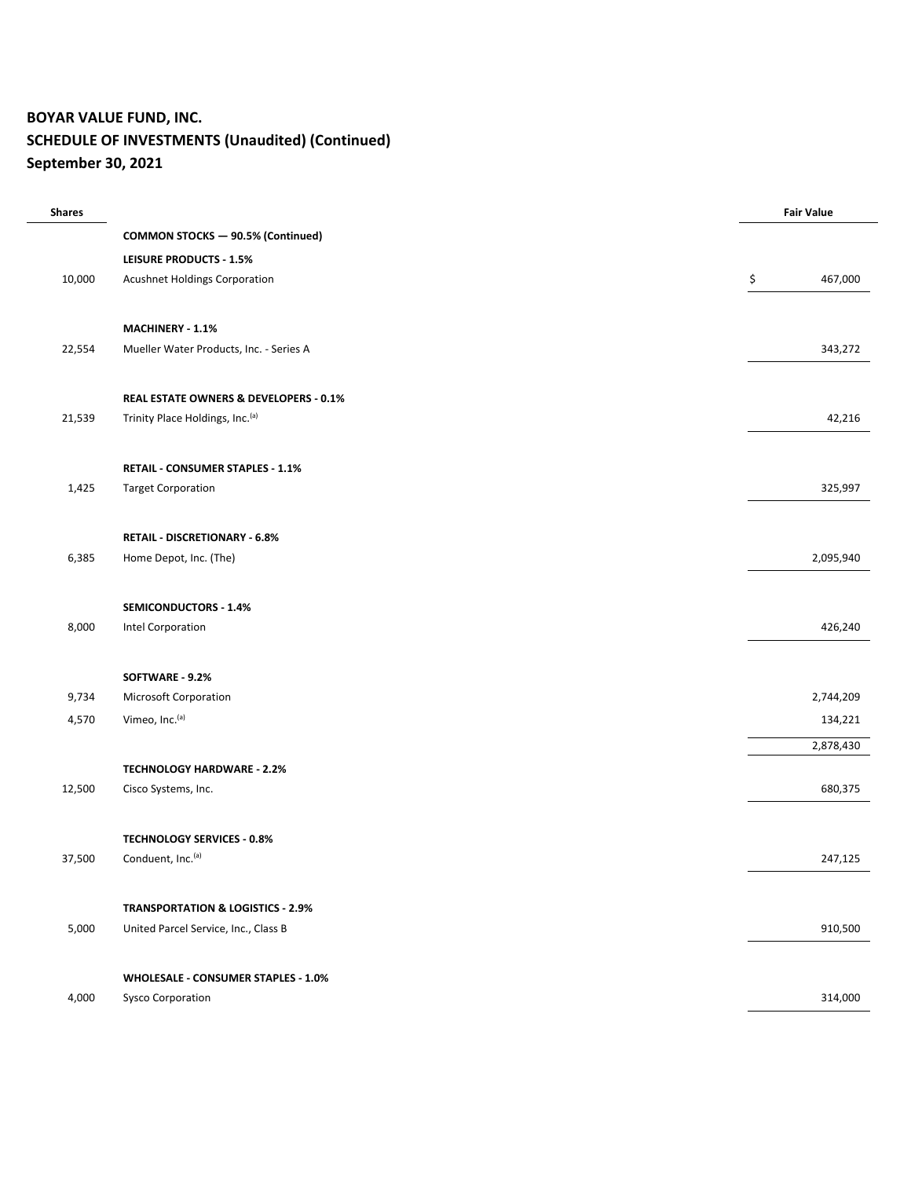**BOYAR VALUE FUND, INC.**
**SCHEDULE OF INVESTMENTS (Unaudited) (Continued)**
**September 30, 2021**

| Shares | | Fair Value |
|---|---|---|
| | **COMMON STOCKS — 90.5% (Continued)** | |
| | **LEISURE PRODUCTS - 1.5%** | |
| 10,000 | Acushnet Holdings Corporation | $ 467,000 |
| | | |
| | **MACHINERY - 1.1%** | |
| 22,554 | Mueller Water Products, Inc. - Series A | 343,272 |
| | | |
| | **REAL ESTATE OWNERS & DEVELOPERS - 0.1%** | |
| 21,539 | Trinity Place Holdings, Inc.[(a)] | 42,216 |
| | | |
| | **RETAIL - CONSUMER STAPLES - 1.1%** | |
| 1,425 | Target Corporation | 325,997 |
| | | |
| | **RETAIL - DISCRETIONARY - 6.8%** | |
| 6,385 | Home Depot, Inc. (The) | 2,095,940 |
| | | |
| | **SEMICONDUCTORS - 1.4%** | |
| 8,000 | Intel Corporation | 426,240 |
| | | |
| | **SOFTWARE - 9.2%** | |
| 9,734 | Microsoft Corporation | 2,744,209 |
| 4,570 | Vimeo, Inc.[(a)] | 134,221 |
| | | 2,878,430 |
| | **TECHNOLOGY HARDWARE - 2.2%** | |
| 12,500 | Cisco Systems, Inc. | 680,375 |
| | | |
| | **TECHNOLOGY SERVICES - 0.8%** | |
| 37,500 | Conduent, Inc.[(a)] | 247,125 |
| | | |
| | **TRANSPORTATION & LOGISTICS - 2.9%** | |
| 5,000 | United Parcel Service, Inc., Class B | 910,500 |
| | | |
| | **WHOLESALE - CONSUMER STAPLES - 1.0%** | |
| 4,000 | Sysco Corporation | 314,000 |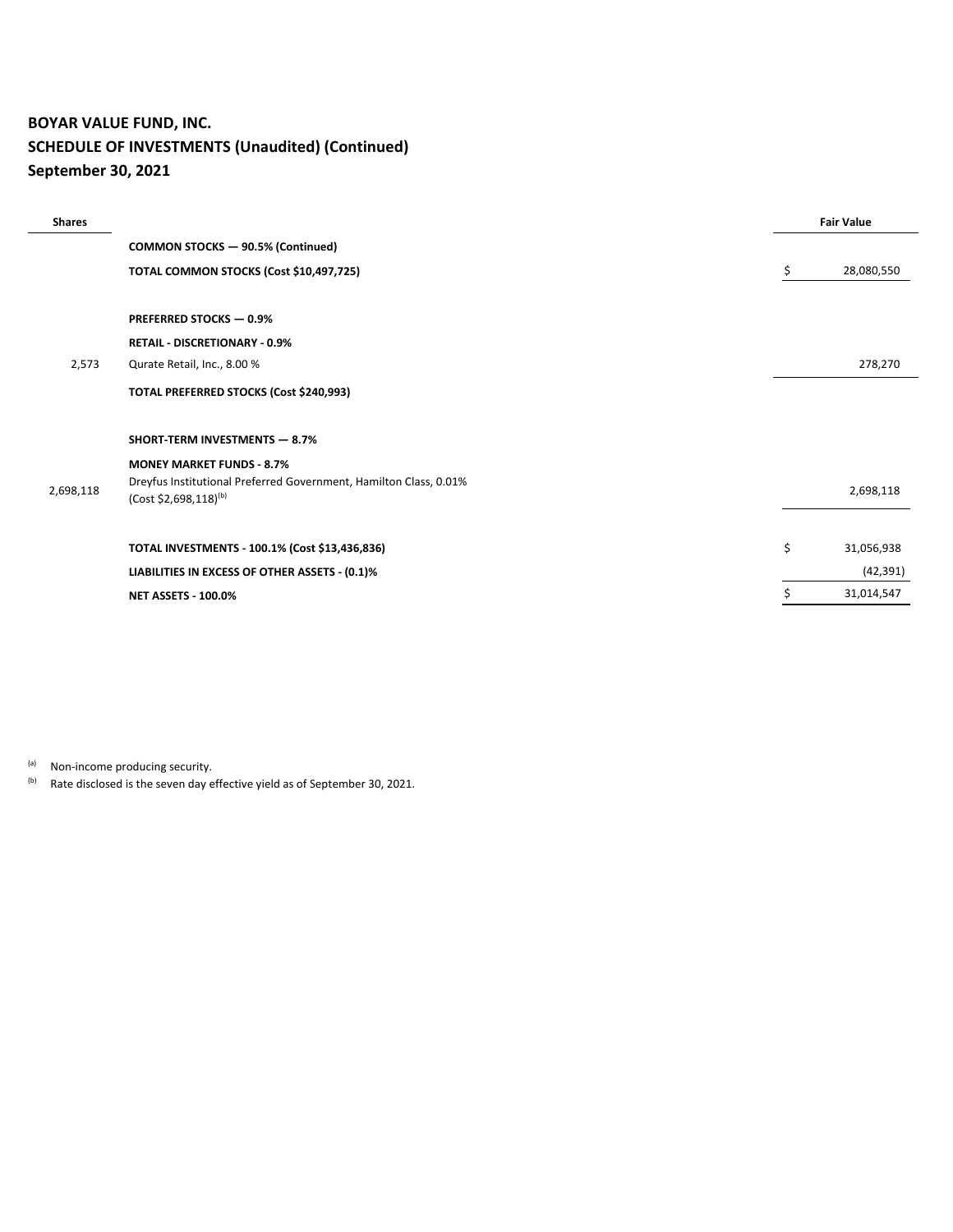**BOYAR VALUE FUND, INC.**
**SCHEDULE OF INVESTMENTS (Unaudited) (Continued)**
**September 30, 2021**

| Shares | | | Fair Value |
|---|---|---|---|
| | **COMMON STOCKS — 90.5% (Continued)** | | |
| | **TOTAL COMMON STOCKS (Cost $10,497,725)** | $ | 28,080,550 |
| | | | |
| | **PREFERRED STOCKS — 0.9%** | | |
| | **RETAIL - DISCRETIONARY - 0.9%** | | |
| 2,573 | Qurate Retail, Inc., 8.00 % | | 278,270 |
| | **TOTAL PREFERRED STOCKS (Cost $240,993)** | | |
| | | | |
| | **SHORT-TERM INVESTMENTS — 8.7%** | | |
| | **MONEY MARKET FUNDS - 8.7%** | | |
| 2,698,118 | Dreyfus Institutional Preferred Government, Hamilton Class, 0.01% (Cost $2,698,118)[(b)] | | 2,698,118 |
| | | | |
| | **TOTAL INVESTMENTS - 100.1% (Cost $13,436,836)** | $ | 31,056,938 |
| | **LIABILITIES IN EXCESS OF OTHER ASSETS - (0.1)%** | | (42,391) |
| | **NET ASSETS - 100.0%** | $ | 31,014,547 |

[(a)] Non-income producing security.

[(b)] Rate disclosed is the seven day effective yield as of September 30, 2021.